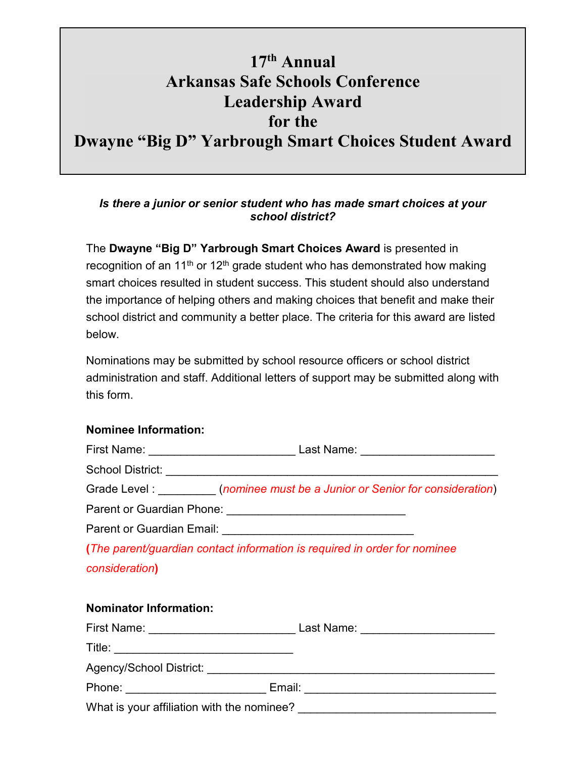# 17th Annual Arkansas Safe Schools Conference Leadership Award for the Dwayne "Big D" Yarbrough Smart Choices Student Award

***Is there a junior or senior student who has made smart choices at your school district?***

The **Dwayne "Big D" Yarbrough Smart Choices Award** is presented in recognition of an 11th or 12th grade student who has demonstrated how making smart choices resulted in student success. This student should also understand the importance of helping others and making choices that benefit and make their school district and community a better place. The criteria for this award are listed below.

Nominations may be submitted by school resource officers or school district administration and staff. Additional letters of support may be submitted along with this form.

**Nominee Information:**

First Name: ______________________ Last Name: ____________________

School District: __________________________________________________

Grade Level : _________ (*nominee must be a Junior or Senior for consideration*)

Parent or Guardian Phone: ___________________________

Parent or Guardian Email: ______________________________

**(***The parent/guardian contact information is required in order for nominee consideration***)**

**Nominator Information:**

First Name: ______________________ Last Name: ____________________

Title: ___________________________

Agency/School District: ____________________________________________

Phone: _____________________ Email: ______________________________

What is your affiliation with the nominee? ______________________________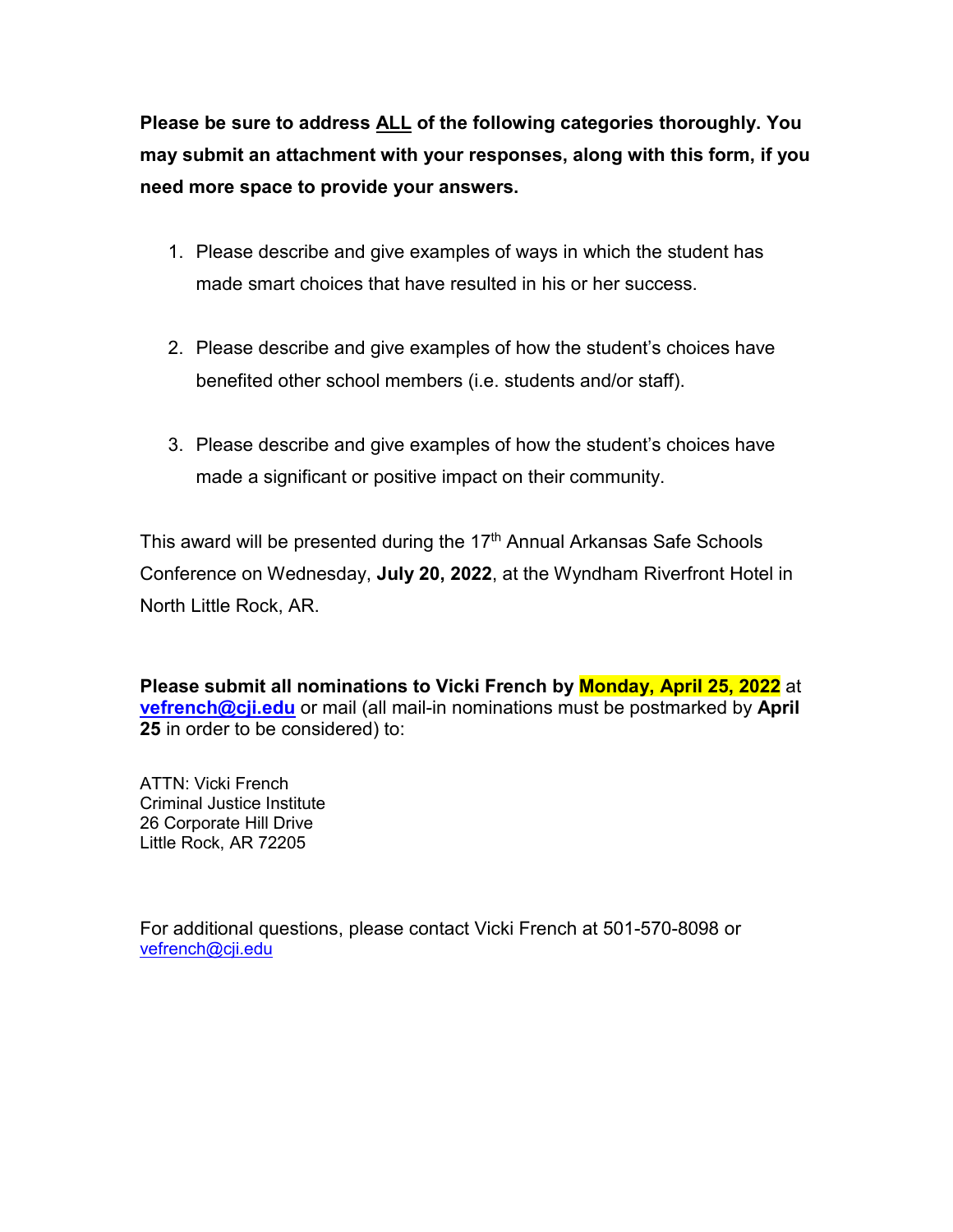**Please be sure to address ALL of the following categories thoroughly. You may submit an attachment with your responses, along with this form, if you need more space to provide your answers.**

1. Please describe and give examples of ways in which the student has made smart choices that have resulted in his or her success.

2. Please describe and give examples of how the student's choices have benefited other school members (i.e. students and/or staff).

3. Please describe and give examples of how the student's choices have made a significant or positive impact on their community.

This award will be presented during the 17th Annual Arkansas Safe Schools Conference on Wednesday, **July 20, 2022**, at the Wyndham Riverfront Hotel in North Little Rock, AR.

**Please submit all nominations to Vicki French by Monday, April 25, 2022** at **vefrench@cji.edu** or mail (all mail-in nominations must be postmarked by **April 25** in order to be considered) to:

ATTN: Vicki French
Criminal Justice Institute
26 Corporate Hill Drive
Little Rock, AR 72205

For additional questions, please contact Vicki French at 501-570-8098 or vefrench@cji.edu